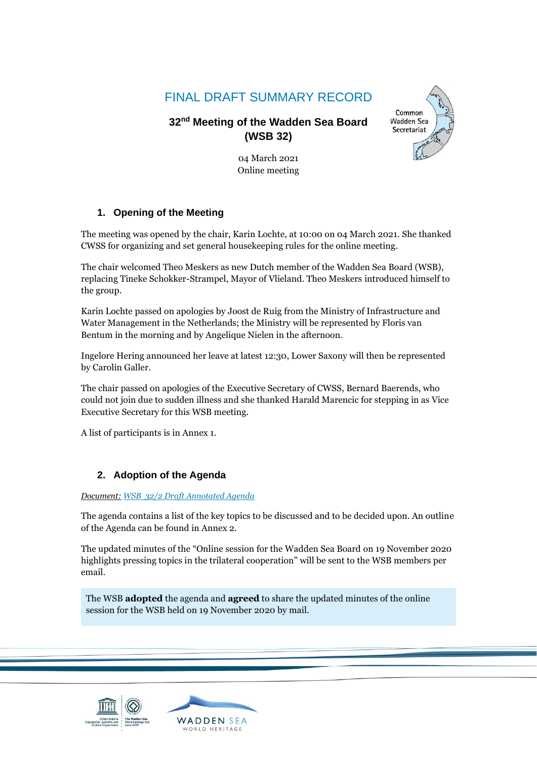# FINAL DRAFT SUMMARY RECORD

## 32nd Meeting of the Wadden Sea Board (WSB 32)

04 March 2021
Online meeting

### 1. Opening of the Meeting

The meeting was opened by the chair, Karin Lochte, at 10:00 on 04 March 2021. She thanked CWSS for organizing and set general housekeeping rules for the online meeting.

The chair welcomed Theo Meskers as new Dutch member of the Wadden Sea Board (WSB), replacing Tineke Schokker-Strampel, Mayor of Vlieland. Theo Meskers introduced himself to the group.

Karin Lochte passed on apologies by Joost de Ruig from the Ministry of Infrastructure and Water Management in the Netherlands; the Ministry will be represented by Floris van Bentum in the morning and by Angelique Nielen in the afternoon.

Ingelore Hering announced her leave at latest 12:30, Lower Saxony will then be represented by Carolin Galler.

The chair passed on apologies of the Executive Secretary of CWSS, Bernard Baerends, who could not join due to sudden illness and she thanked Harald Marencic for stepping in as Vice Executive Secretary for this WSB meeting.

A list of participants is in Annex 1.

### 2. Adoption of the Agenda

*Document: WSB_32/2 Draft Annotated Agenda*

The agenda contains a list of the key topics to be discussed and to be decided upon. An outline of the Agenda can be found in Annex 2.

The updated minutes of the "Online session for the Wadden Sea Board on 19 November 2020 highlights pressing topics in the trilateral cooperation" will be sent to the WSB members per email.

The WSB **adopted** the agenda and **agreed** to share the updated minutes of the online session for the WSB held on 19 November 2020 by mail.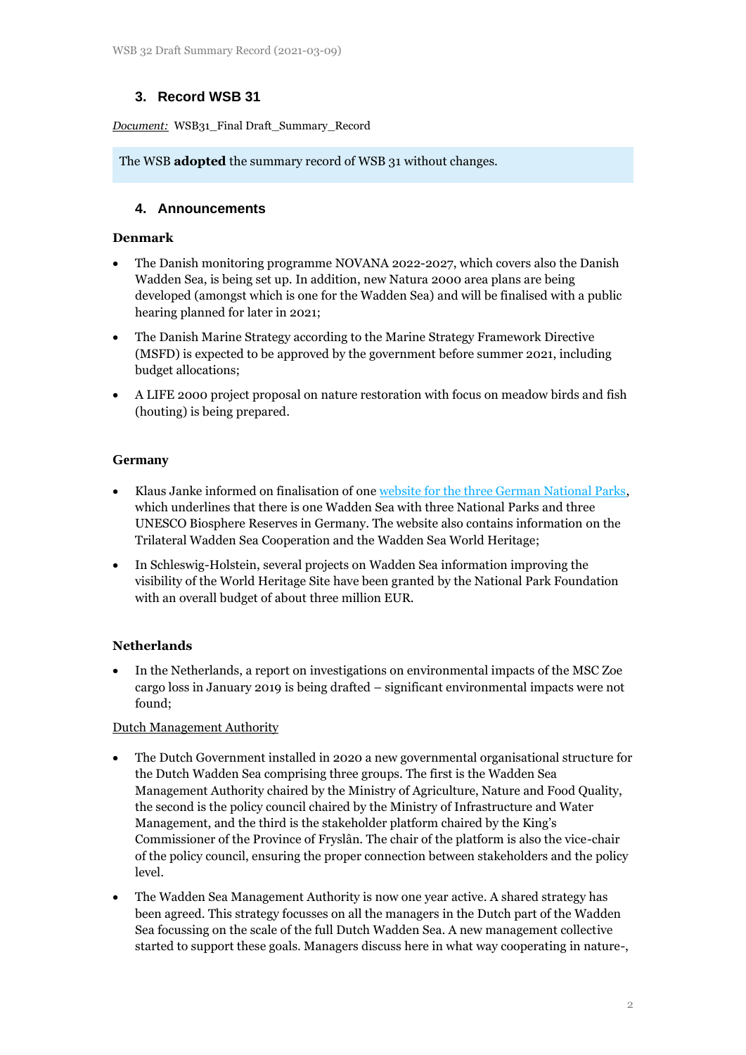## 3. Record WSB 31

*Document:* WSB31_Final Draft_Summary_Record

The WSB **adopted** the summary record of WSB 31 without changes.

## 4. Announcements

**Denmark**

- The Danish monitoring programme NOVANA 2022-2027, which covers also the Danish Wadden Sea, is being set up. In addition, new Natura 2000 area plans are being developed (amongst which is one for the Wadden Sea) and will be finalised with a public hearing planned for later in 2021;
- The Danish Marine Strategy according to the Marine Strategy Framework Directive (MSFD) is expected to be approved by the government before summer 2021, including budget allocations;
- A LIFE 2000 project proposal on nature restoration with focus on meadow birds and fish (houting) is being prepared.

**Germany**

- Klaus Janke informed on finalisation of one website for the three German National Parks, which underlines that there is one Wadden Sea with three National Parks and three UNESCO Biosphere Reserves in Germany. The website also contains information on the Trilateral Wadden Sea Cooperation and the Wadden Sea World Heritage;
- In Schleswig-Holstein, several projects on Wadden Sea information improving the visibility of the World Heritage Site have been granted by the National Park Foundation with an overall budget of about three million EUR.

**Netherlands**

- In the Netherlands, a report on investigations on environmental impacts of the MSC Zoe cargo loss in January 2019 is being drafted – significant environmental impacts were not found;

Dutch Management Authority

- The Dutch Government installed in 2020 a new governmental organisational structure for the Dutch Wadden Sea comprising three groups. The first is the Wadden Sea Management Authority chaired by the Ministry of Agriculture, Nature and Food Quality, the second is the policy council chaired by the Ministry of Infrastructure and Water Management, and the third is the stakeholder platform chaired by the King's Commissioner of the Province of Fryslân. The chair of the platform is also the vice-chair of the policy council, ensuring the proper connection between stakeholders and the policy level.
- The Wadden Sea Management Authority is now one year active. A shared strategy has been agreed. This strategy focusses on all the managers in the Dutch part of the Wadden Sea focussing on the scale of the full Dutch Wadden Sea. A new management collective started to support these goals. Managers discuss here in what way cooperating in nature-,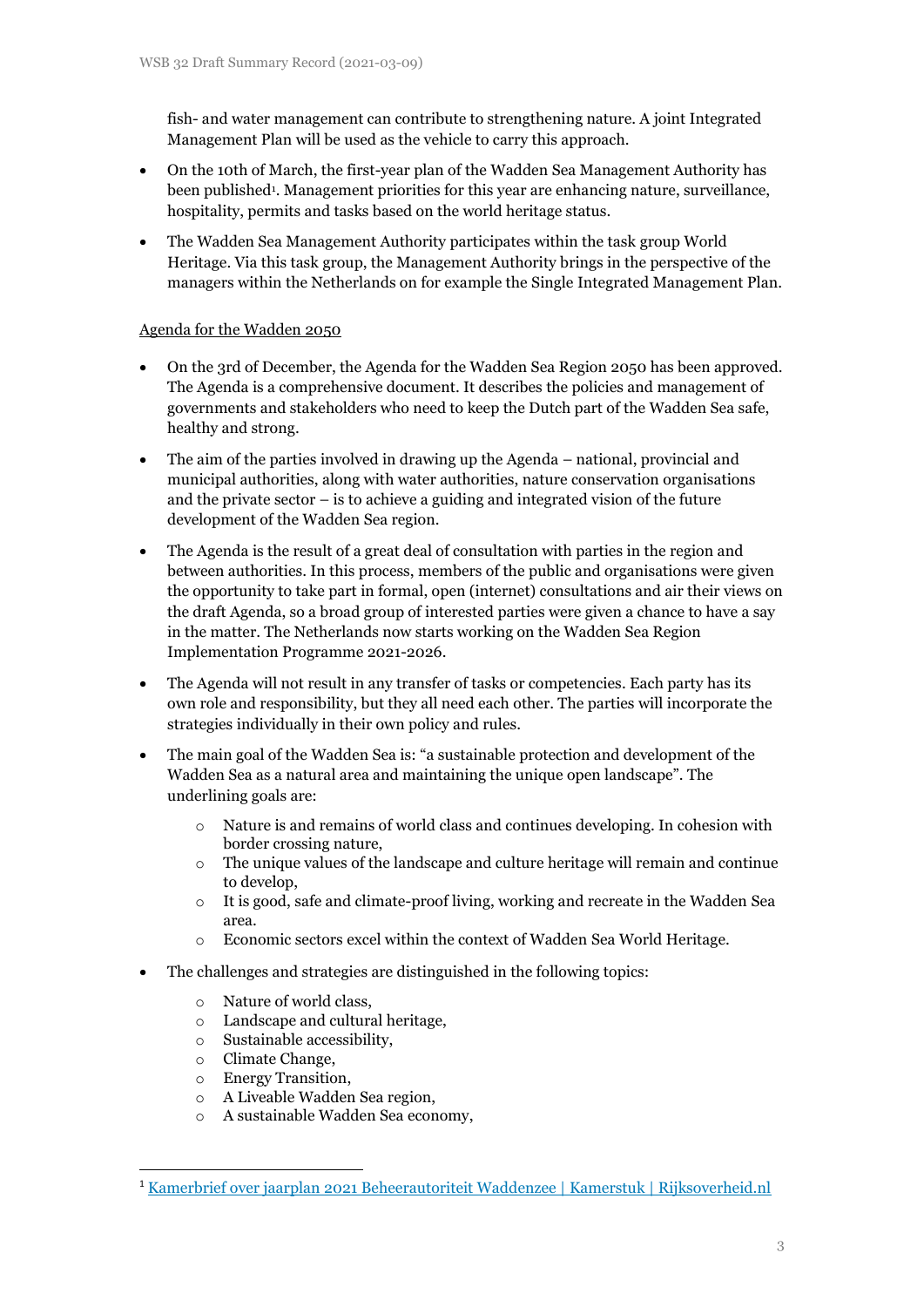fish- and water management can contribute to strengthening nature. A joint Integrated Management Plan will be used as the vehicle to carry this approach.

- On the 10th of March, the first-year plan of the Wadden Sea Management Authority has been published[1]. Management priorities for this year are enhancing nature, surveillance, hospitality, permits and tasks based on the world heritage status.
- The Wadden Sea Management Authority participates within the task group World Heritage. Via this task group, the Management Authority brings in the perspective of the managers within the Netherlands on for example the Single Integrated Management Plan.

Agenda for the Wadden 2050

- On the 3rd of December, the Agenda for the Wadden Sea Region 2050 has been approved. The Agenda is a comprehensive document. It describes the policies and management of governments and stakeholders who need to keep the Dutch part of the Wadden Sea safe, healthy and strong.
- The aim of the parties involved in drawing up the Agenda – national, provincial and municipal authorities, along with water authorities, nature conservation organisations and the private sector – is to achieve a guiding and integrated vision of the future development of the Wadden Sea region.
- The Agenda is the result of a great deal of consultation with parties in the region and between authorities. In this process, members of the public and organisations were given the opportunity to take part in formal, open (internet) consultations and air their views on the draft Agenda, so a broad group of interested parties were given a chance to have a say in the matter. The Netherlands now starts working on the Wadden Sea Region Implementation Programme 2021-2026.
- The Agenda will not result in any transfer of tasks or competencies. Each party has its own role and responsibility, but they all need each other. The parties will incorporate the strategies individually in their own policy and rules.
- The main goal of the Wadden Sea is: "a sustainable protection and development of the Wadden Sea as a natural area and maintaining the unique open landscape". The underlining goals are:
  - Nature is and remains of world class and continues developing. In cohesion with border crossing nature,
  - The unique values of the landscape and culture heritage will remain and continue to develop,
  - It is good, safe and climate-proof living, working and recreate in the Wadden Sea area.
  - Economic sectors excel within the context of Wadden Sea World Heritage.
- The challenges and strategies are distinguished in the following topics:
  - Nature of world class,
  - Landscape and cultural heritage,
  - Sustainable accessibility,
  - Climate Change,
  - Energy Transition,
  - A Liveable Wadden Sea region,
  - A sustainable Wadden Sea economy,

[1] Kamerbrief over jaarplan 2021 Beheerautoriteit Waddenzee | Kamerstuk | Rijksoverheid.nl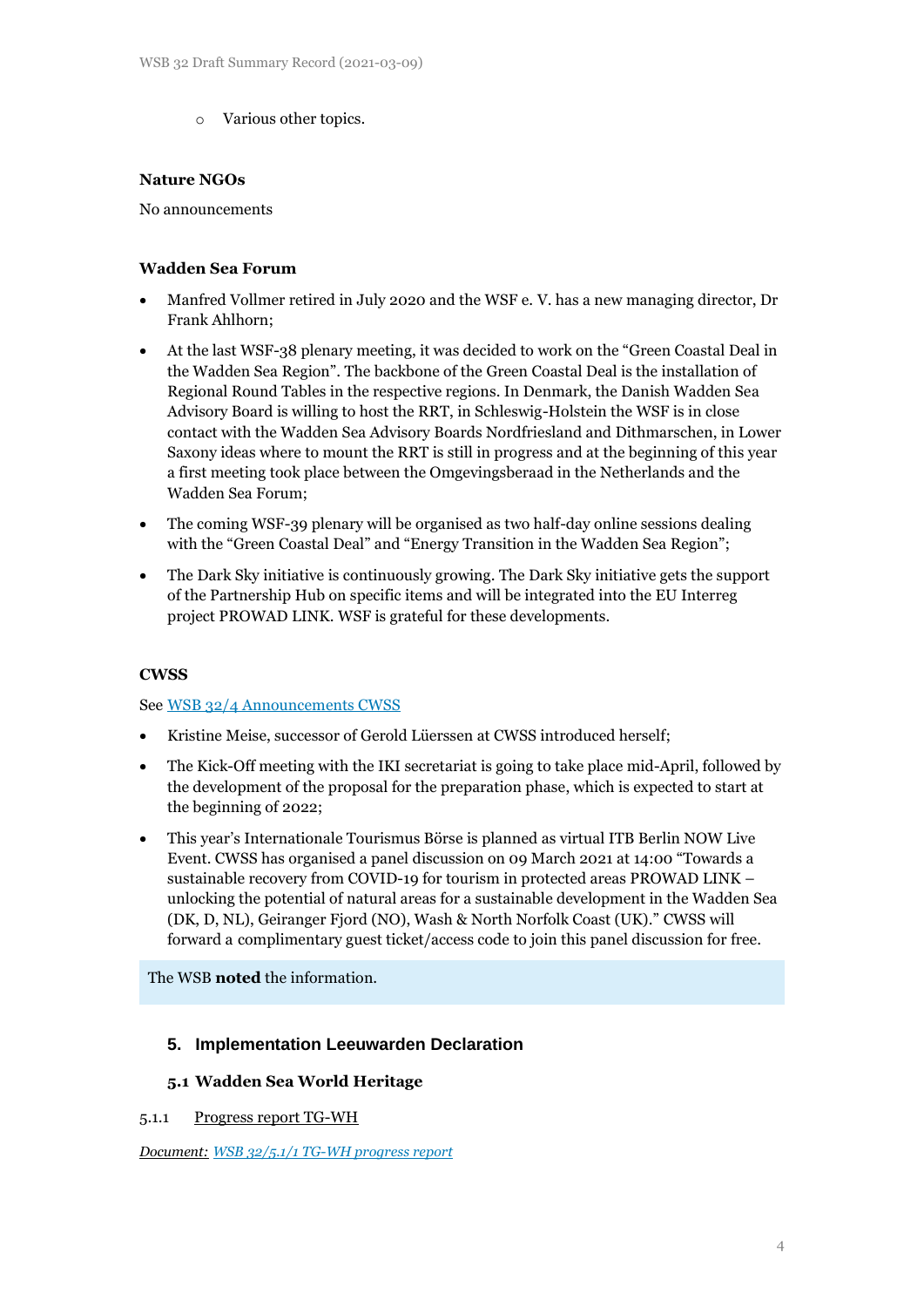- Various other topics.

**Nature NGOs**

No announcements

**Wadden Sea Forum**

- Manfred Vollmer retired in July 2020 and the WSF e. V. has a new managing director, Dr Frank Ahlhorn;
- At the last WSF-38 plenary meeting, it was decided to work on the “Green Coastal Deal in the Wadden Sea Region”. The backbone of the Green Coastal Deal is the installation of Regional Round Tables in the respective regions. In Denmark, the Danish Wadden Sea Advisory Board is willing to host the RRT, in Schleswig-Holstein the WSF is in close contact with the Wadden Sea Advisory Boards Nordfriesland and Dithmarschen, in Lower Saxony ideas where to mount the RRT is still in progress and at the beginning of this year a first meeting took place between the Omgevingsberaad in the Netherlands and the Wadden Sea Forum;
- The coming WSF-39 plenary will be organised as two half-day online sessions dealing with the “Green Coastal Deal” and “Energy Transition in the Wadden Sea Region”;
- The Dark Sky initiative is continuously growing. The Dark Sky initiative gets the support of the Partnership Hub on specific items and will be integrated into the EU Interreg project PROWAD LINK. WSF is grateful for these developments.

**CWSS**

See WSB 32/4 Announcements CWSS

- Kristine Meise, successor of Gerold Lüerssen at CWSS introduced herself;
- The Kick-Off meeting with the IKI secretariat is going to take place mid-April, followed by the development of the proposal for the preparation phase, which is expected to start at the beginning of 2022;
- This year’s Internationale Tourismus Börse is planned as virtual ITB Berlin NOW Live Event. CWSS has organised a panel discussion on 09 March 2021 at 14:00 “Towards a sustainable recovery from COVID-19 for tourism in protected areas PROWAD LINK – unlocking the potential of natural areas for a sustainable development in the Wadden Sea (DK, D, NL), Geiranger Fjord (NO), Wash & North Norfolk Coast (UK).” CWSS will forward a complimentary guest ticket/access code to join this panel discussion for free.

The WSB **noted** the information.

## 5. Implementation Leeuwarden Declaration

### 5.1 Wadden Sea World Heritage

5.1.1 Progress report TG-WH

*Document: WSB 32/5.1/1 TG-WH progress report*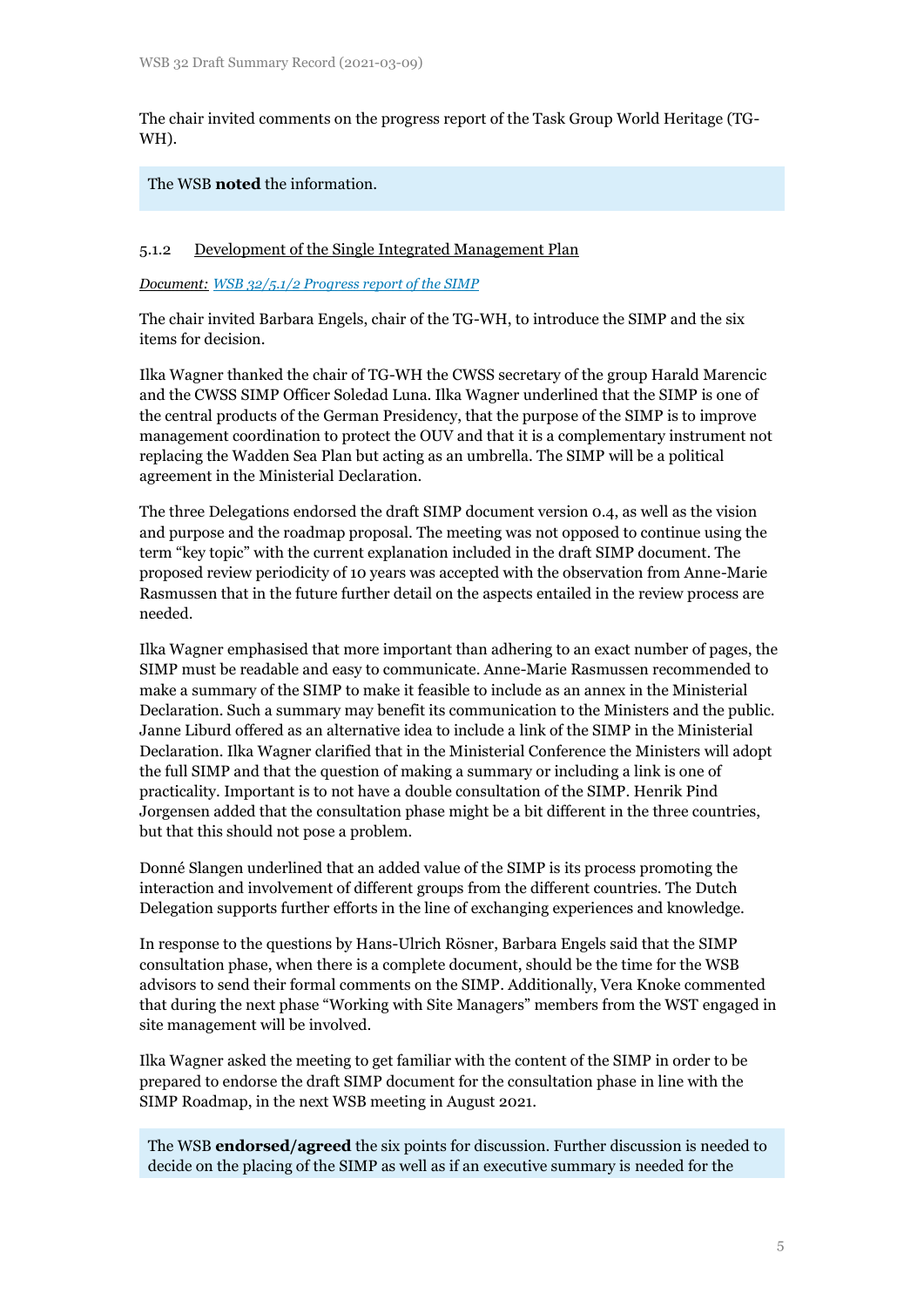The chair invited comments on the progress report of the Task Group World Heritage (TG-WH).

The WSB **noted** the information.

### 5.1.2 Development of the Single Integrated Management Plan

*Document: WSB 32/5.1/2 Progress report of the SIMP*

The chair invited Barbara Engels, chair of the TG-WH, to introduce the SIMP and the six items for decision.

Ilka Wagner thanked the chair of TG-WH the CWSS secretary of the group Harald Marencic and the CWSS SIMP Officer Soledad Luna. Ilka Wagner underlined that the SIMP is one of the central products of the German Presidency, that the purpose of the SIMP is to improve management coordination to protect the OUV and that it is a complementary instrument not replacing the Wadden Sea Plan but acting as an umbrella. The SIMP will be a political agreement in the Ministerial Declaration.

The three Delegations endorsed the draft SIMP document version 0.4, as well as the vision and purpose and the roadmap proposal. The meeting was not opposed to continue using the term "key topic" with the current explanation included in the draft SIMP document. The proposed review periodicity of 10 years was accepted with the observation from Anne-Marie Rasmussen that in the future further detail on the aspects entailed in the review process are needed.

Ilka Wagner emphasised that more important than adhering to an exact number of pages, the SIMP must be readable and easy to communicate. Anne-Marie Rasmussen recommended to make a summary of the SIMP to make it feasible to include as an annex in the Ministerial Declaration. Such a summary may benefit its communication to the Ministers and the public. Janne Liburd offered as an alternative idea to include a link of the SIMP in the Ministerial Declaration. Ilka Wagner clarified that in the Ministerial Conference the Ministers will adopt the full SIMP and that the question of making a summary or including a link is one of practicality. Important is to not have a double consultation of the SIMP. Henrik Pind Jorgensen added that the consultation phase might be a bit different in the three countries, but that this should not pose a problem.

Donné Slangen underlined that an added value of the SIMP is its process promoting the interaction and involvement of different groups from the different countries. The Dutch Delegation supports further efforts in the line of exchanging experiences and knowledge.

In response to the questions by Hans-Ulrich Rösner, Barbara Engels said that the SIMP consultation phase, when there is a complete document, should be the time for the WSB advisors to send their formal comments on the SIMP. Additionally, Vera Knoke commented that during the next phase "Working with Site Managers" members from the WST engaged in site management will be involved.

Ilka Wagner asked the meeting to get familiar with the content of the SIMP in order to be prepared to endorse the draft SIMP document for the consultation phase in line with the SIMP Roadmap, in the next WSB meeting in August 2021.

The WSB **endorsed/agreed** the six points for discussion. Further discussion is needed to decide on the placing of the SIMP as well as if an executive summary is needed for the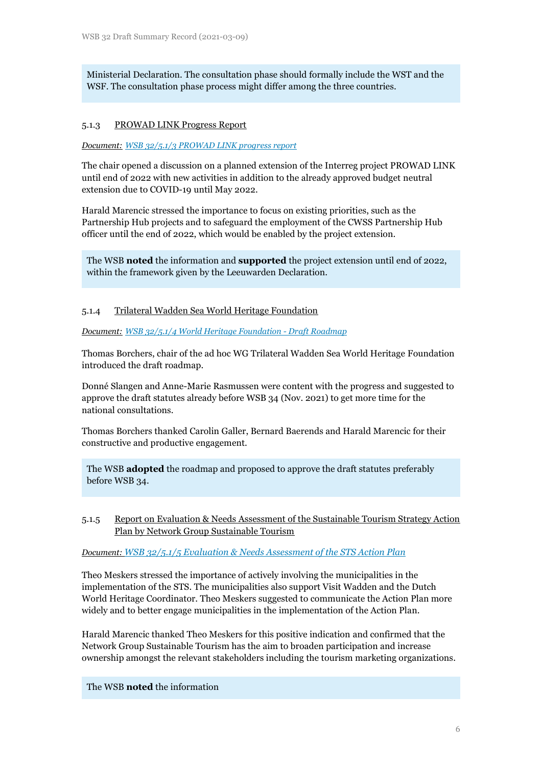Ministerial Declaration. The consultation phase should formally include the WST and the WSF. The consultation phase process might differ among the three countries.

#### 5.1.3 PROWAD LINK Progress Report

*Document: WSB 32/5.1/3 PROWAD LINK progress report*

The chair opened a discussion on a planned extension of the Interreg project PROWAD LINK until end of 2022 with new activities in addition to the already approved budget neutral extension due to COVID-19 until May 2022.

Harald Marencic stressed the importance to focus on existing priorities, such as the Partnership Hub projects and to safeguard the employment of the CWSS Partnership Hub officer until the end of 2022, which would be enabled by the project extension.

The WSB **noted** the information and **supported** the project extension until end of 2022, within the framework given by the Leeuwarden Declaration.

#### 5.1.4 Trilateral Wadden Sea World Heritage Foundation

*Document: WSB 32/5.1/4 World Heritage Foundation - Draft Roadmap*

Thomas Borchers, chair of the ad hoc WG Trilateral Wadden Sea World Heritage Foundation introduced the draft roadmap.

Donné Slangen and Anne-Marie Rasmussen were content with the progress and suggested to approve the draft statutes already before WSB 34 (Nov. 2021) to get more time for the national consultations.

Thomas Borchers thanked Carolin Galler, Bernard Baerends and Harald Marencic for their constructive and productive engagement.

The WSB **adopted** the roadmap and proposed to approve the draft statutes preferably before WSB 34.

#### 5.1.5 Report on Evaluation & Needs Assessment of the Sustainable Tourism Strategy Action Plan by Network Group Sustainable Tourism

*Document: WSB 32/5.1/5 Evaluation & Needs Assessment of the STS Action Plan*

Theo Meskers stressed the importance of actively involving the municipalities in the implementation of the STS. The municipalities also support Visit Wadden and the Dutch World Heritage Coordinator. Theo Meskers suggested to communicate the Action Plan more widely and to better engage municipalities in the implementation of the Action Plan.

Harald Marencic thanked Theo Meskers for this positive indication and confirmed that the Network Group Sustainable Tourism has the aim to broaden participation and increase ownership amongst the relevant stakeholders including the tourism marketing organizations.

The WSB **noted** the information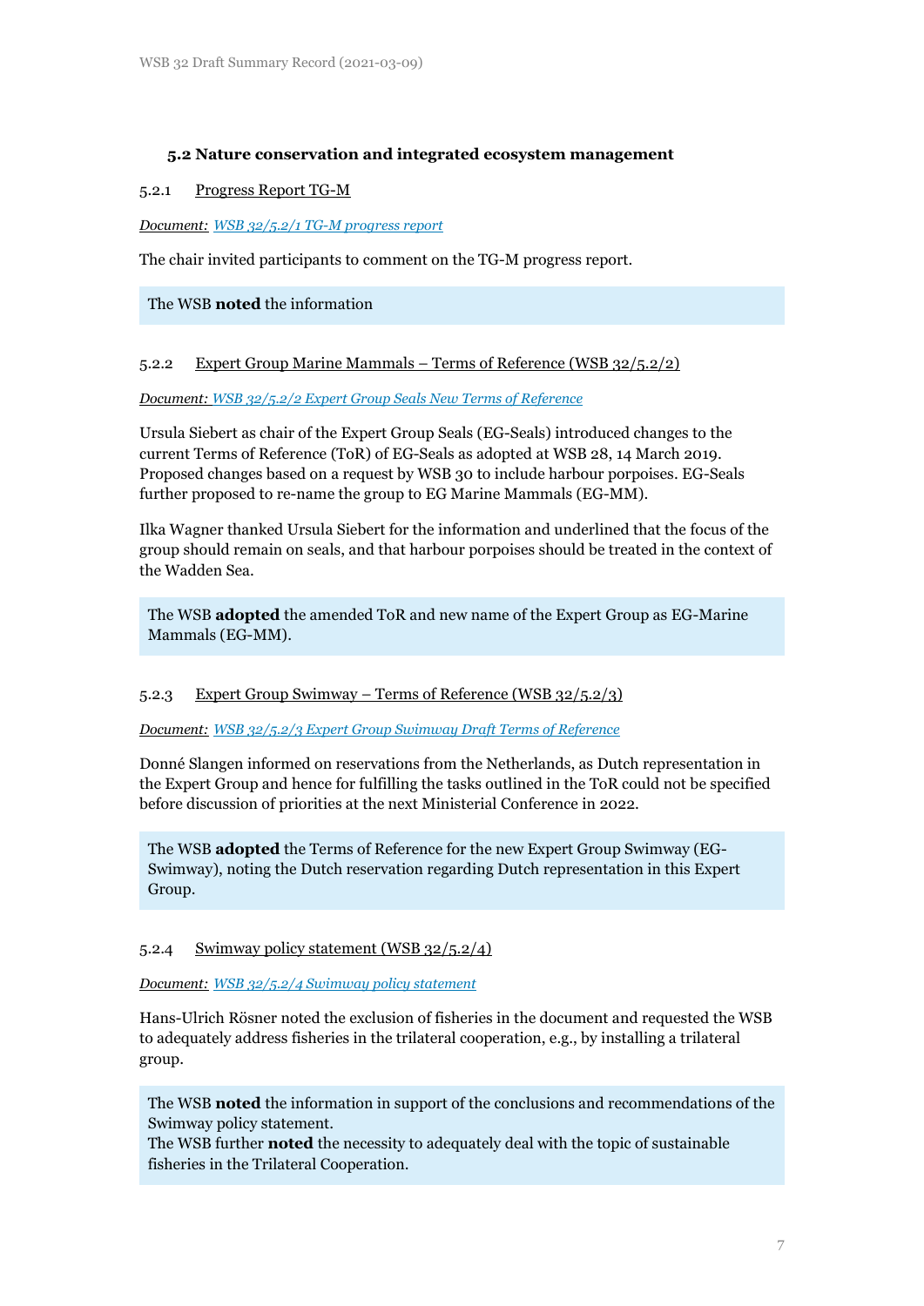### 5.2 Nature conservation and integrated ecosystem management

5.2.1 Progress Report TG-M

*Document: WSB 32/5.2/1 TG-M progress report*

The chair invited participants to comment on the TG-M progress report.

> The WSB **noted** the information

5.2.2 Expert Group Marine Mammals – Terms of Reference (WSB 32/5.2/2)

*Document: WSB 32/5.2/2 Expert Group Seals New Terms of Reference*

Ursula Siebert as chair of the Expert Group Seals (EG-Seals) introduced changes to the current Terms of Reference (ToR) of EG-Seals as adopted at WSB 28, 14 March 2019. Proposed changes based on a request by WSB 30 to include harbour porpoises. EG-Seals further proposed to re-name the group to EG Marine Mammals (EG-MM).

Ilka Wagner thanked Ursula Siebert for the information and underlined that the focus of the group should remain on seals, and that harbour porpoises should be treated in the context of the Wadden Sea.

> The WSB **adopted** the amended ToR and new name of the Expert Group as EG-Marine Mammals (EG-MM).

5.2.3 Expert Group Swimway – Terms of Reference (WSB 32/5.2/3)

*Document: WSB 32/5.2/3 Expert Group Swimway Draft Terms of Reference*

Donné Slangen informed on reservations from the Netherlands, as Dutch representation in the Expert Group and hence for fulfilling the tasks outlined in the ToR could not be specified before discussion of priorities at the next Ministerial Conference in 2022.

> The WSB **adopted** the Terms of Reference for the new Expert Group Swimway (EG-Swimway), noting the Dutch reservation regarding Dutch representation in this Expert Group.

5.2.4 Swimway policy statement (WSB 32/5.2/4)

*Document: WSB 32/5.2/4 Swimway policy statement*

Hans-Ulrich Rösner noted the exclusion of fisheries in the document and requested the WSB to adequately address fisheries in the trilateral cooperation, e.g., by installing a trilateral group.

> The WSB **noted** the information in support of the conclusions and recommendations of the Swimway policy statement.
> The WSB further **noted** the necessity to adequately deal with the topic of sustainable fisheries in the Trilateral Cooperation.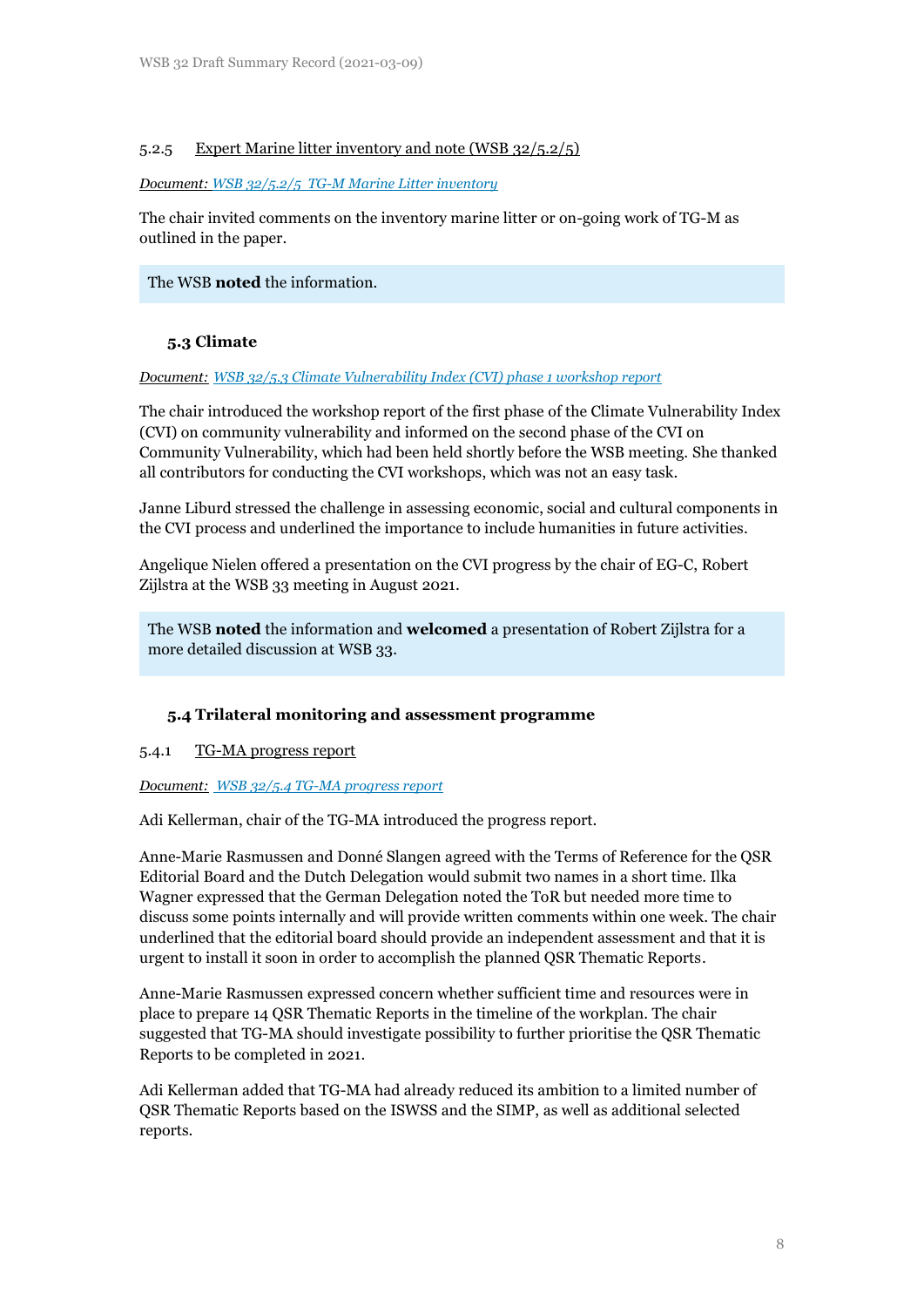5.2.5 Expert Marine litter inventory and note (WSB 32/5.2/5)

*Document: WSB 32/5.2/5 TG-M Marine Litter inventory*

The chair invited comments on the inventory marine litter or on-going work of TG-M as outlined in the paper.

> The WSB **noted** the information.

### 5.3 Climate

*Document: WSB 32/5.3 Climate Vulnerability Index (CVI) phase 1 workshop report*

The chair introduced the workshop report of the first phase of the Climate Vulnerability Index (CVI) on community vulnerability and informed on the second phase of the CVI on Community Vulnerability, which had been held shortly before the WSB meeting. She thanked all contributors for conducting the CVI workshops, which was not an easy task.

Janne Liburd stressed the challenge in assessing economic, social and cultural components in the CVI process and underlined the importance to include humanities in future activities.

Angelique Nielen offered a presentation on the CVI progress by the chair of EG-C, Robert Zijlstra at the WSB 33 meeting in August 2021.

> The WSB **noted** the information and **welcomed** a presentation of Robert Zijlstra for a more detailed discussion at WSB 33.

### 5.4 Trilateral monitoring and assessment programme

5.4.1 TG-MA progress report

*Document: WSB 32/5.4 TG-MA progress report*

Adi Kellerman, chair of the TG-MA introduced the progress report.

Anne-Marie Rasmussen and Donné Slangen agreed with the Terms of Reference for the QSR Editorial Board and the Dutch Delegation would submit two names in a short time. Ilka Wagner expressed that the German Delegation noted the ToR but needed more time to discuss some points internally and will provide written comments within one week. The chair underlined that the editorial board should provide an independent assessment and that it is urgent to install it soon in order to accomplish the planned QSR Thematic Reports.

Anne-Marie Rasmussen expressed concern whether sufficient time and resources were in place to prepare 14 QSR Thematic Reports in the timeline of the workplan. The chair suggested that TG-MA should investigate possibility to further prioritise the QSR Thematic Reports to be completed in 2021.

Adi Kellerman added that TG-MA had already reduced its ambition to a limited number of QSR Thematic Reports based on the ISWSS and the SIMP, as well as additional selected reports.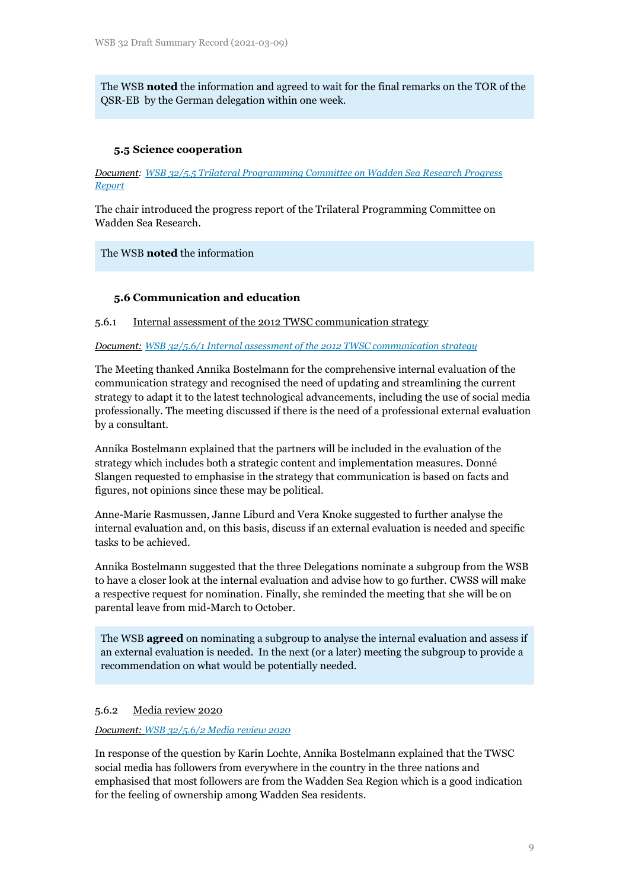The WSB **noted** the information and agreed to wait for the final remarks on the TOR of the QSR-EB by the German delegation within one week.

### 5.5 Science cooperation

*Document: WSB 32/5.5 Trilateral Programming Committee on Wadden Sea Research Progress Report*

The chair introduced the progress report of the Trilateral Programming Committee on Wadden Sea Research.

The WSB **noted** the information

### 5.6 Communication and education

#### 5.6.1 Internal assessment of the 2012 TWSC communication strategy

*Document: WSB 32/5.6/1 Internal assessment of the 2012 TWSC communication strategy*

The Meeting thanked Annika Bostelmann for the comprehensive internal evaluation of the communication strategy and recognised the need of updating and streamlining the current strategy to adapt it to the latest technological advancements, including the use of social media professionally. The meeting discussed if there is the need of a professional external evaluation by a consultant.

Annika Bostelmann explained that the partners will be included in the evaluation of the strategy which includes both a strategic content and implementation measures. Donné Slangen requested to emphasise in the strategy that communication is based on facts and figures, not opinions since these may be political.

Anne-Marie Rasmussen, Janne Liburd and Vera Knoke suggested to further analyse the internal evaluation and, on this basis, discuss if an external evaluation is needed and specific tasks to be achieved.

Annika Bostelmann suggested that the three Delegations nominate a subgroup from the WSB to have a closer look at the internal evaluation and advise how to go further. CWSS will make a respective request for nomination. Finally, she reminded the meeting that she will be on parental leave from mid-March to October.

The WSB **agreed** on nominating a subgroup to analyse the internal evaluation and assess if an external evaluation is needed. In the next (or a later) meeting the subgroup to provide a recommendation on what would be potentially needed.

#### 5.6.2 Media review 2020

*Document: WSB 32/5.6/2 Media review 2020*

In response of the question by Karin Lochte, Annika Bostelmann explained that the TWSC social media has followers from everywhere in the country in the three nations and emphasised that most followers are from the Wadden Sea Region which is a good indication for the feeling of ownership among Wadden Sea residents.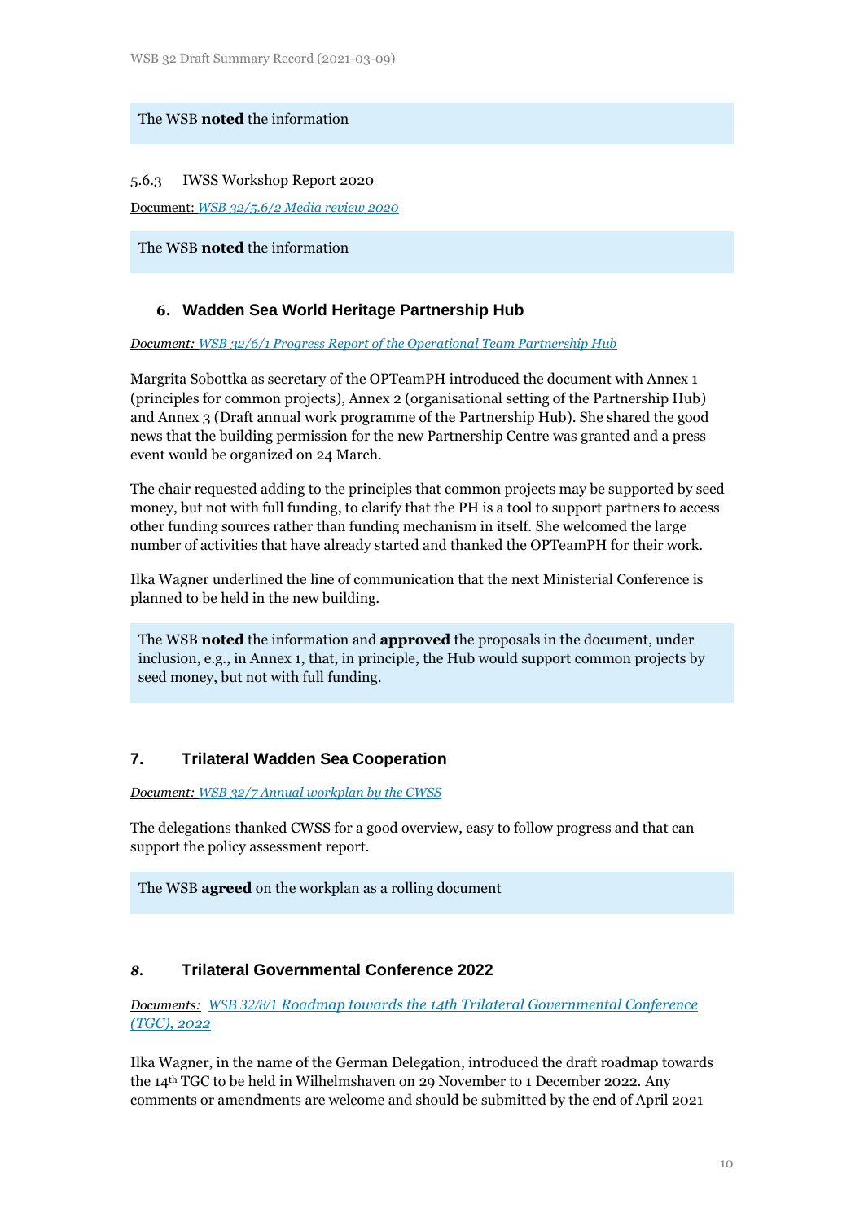The WSB **noted** the information

5.6.3 IWSS Workshop Report 2020

Document: *WSB 32/5.6/2 Media review 2020*

The WSB **noted** the information

## 6. Wadden Sea World Heritage Partnership Hub

*Document: WSB 32/6/1 Progress Report of the Operational Team Partnership Hub*

Margrita Sobottka as secretary of the OPTeamPH introduced the document with Annex 1 (principles for common projects), Annex 2 (organisational setting of the Partnership Hub) and Annex 3 (Draft annual work programme of the Partnership Hub). She shared the good news that the building permission for the new Partnership Centre was granted and a press event would be organized on 24 March.

The chair requested adding to the principles that common projects may be supported by seed money, but not with full funding, to clarify that the PH is a tool to support partners to access other funding sources rather than funding mechanism in itself. She welcomed the large number of activities that have already started and thanked the OPTeamPH for their work.

Ilka Wagner underlined the line of communication that the next Ministerial Conference is planned to be held in the new building.

The WSB **noted** the information and **approved** the proposals in the document, under inclusion, e.g., in Annex 1, that, in principle, the Hub would support common projects by seed money, but not with full funding.

## 7. Trilateral Wadden Sea Cooperation

*Document: WSB 32/7 Annual workplan by the CWSS*

The delegations thanked CWSS for a good overview, easy to follow progress and that can support the policy assessment report.

The WSB **agreed** on the workplan as a rolling document

## 8. Trilateral Governmental Conference 2022

*Documents: WSB 32/8/1 Roadmap towards the 14th Trilateral Governmental Conference (TGC), 2022*

Ilka Wagner, in the name of the German Delegation, introduced the draft roadmap towards the 14th TGC to be held in Wilhelmshaven on 29 November to 1 December 2022. Any comments or amendments are welcome and should be submitted by the end of April 2021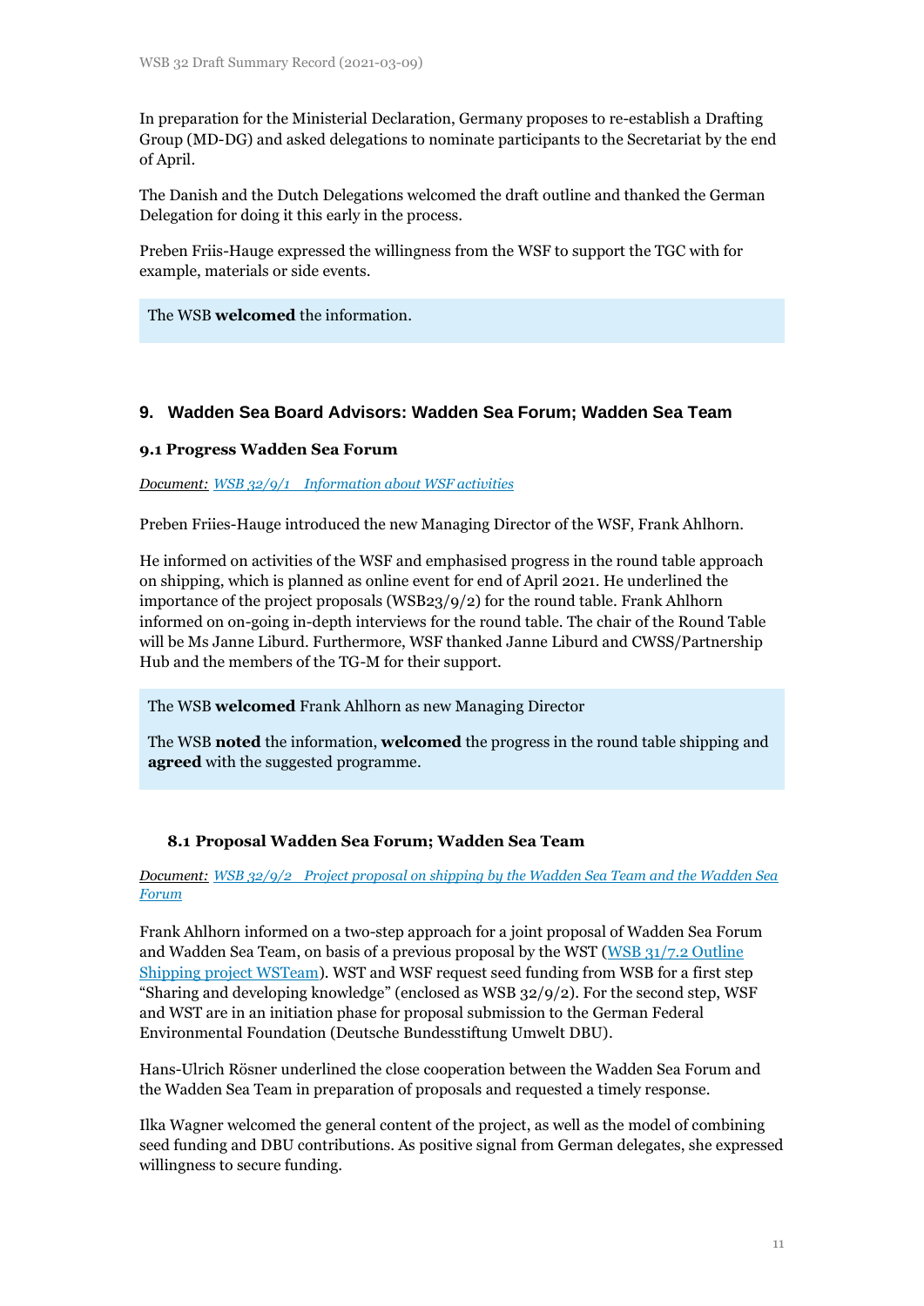In preparation for the Ministerial Declaration, Germany proposes to re-establish a Drafting Group (MD-DG) and asked delegations to nominate participants to the Secretariat by the end of April.

The Danish and the Dutch Delegations welcomed the draft outline and thanked the German Delegation for doing it this early in the process.

Preben Friis-Hauge expressed the willingness from the WSF to support the TGC with for example, materials or side events.

> The WSB **welcomed** the information.

## 9. Wadden Sea Board Advisors: Wadden Sea Forum; Wadden Sea Team

### 9.1 Progress Wadden Sea Forum

*Document:* *WSB 32/9/1 Information about WSF activities*

Preben Friies-Hauge introduced the new Managing Director of the WSF, Frank Ahlhorn.

He informed on activities of the WSF and emphasised progress in the round table approach on shipping, which is planned as online event for end of April 2021. He underlined the importance of the project proposals (WSB23/9/2) for the round table. Frank Ahlhorn informed on on-going in-depth interviews for the round table. The chair of the Round Table will be Ms Janne Liburd. Furthermore, WSF thanked Janne Liburd and CWSS/Partnership Hub and the members of the TG-M for their support.

> The WSB **welcomed** Frank Ahlhorn as new Managing Director
>
> The WSB **noted** the information, **welcomed** the progress in the round table shipping and **agreed** with the suggested programme.

### 8.1 Proposal Wadden Sea Forum; Wadden Sea Team

*Document:* *WSB 32/9/2 Project proposal on shipping by the Wadden Sea Team and the Wadden Sea Forum*

Frank Ahlhorn informed on a two-step approach for a joint proposal of Wadden Sea Forum and Wadden Sea Team, on basis of a previous proposal by the WST (WSB 31/7.2 Outline Shipping project WSTeam). WST and WSF request seed funding from WSB for a first step "Sharing and developing knowledge" (enclosed as WSB 32/9/2). For the second step, WSF and WST are in an initiation phase for proposal submission to the German Federal Environmental Foundation (Deutsche Bundesstiftung Umwelt DBU).

Hans-Ulrich Rösner underlined the close cooperation between the Wadden Sea Forum and the Wadden Sea Team in preparation of proposals and requested a timely response.

Ilka Wagner welcomed the general content of the project, as well as the model of combining seed funding and DBU contributions. As positive signal from German delegates, she expressed willingness to secure funding.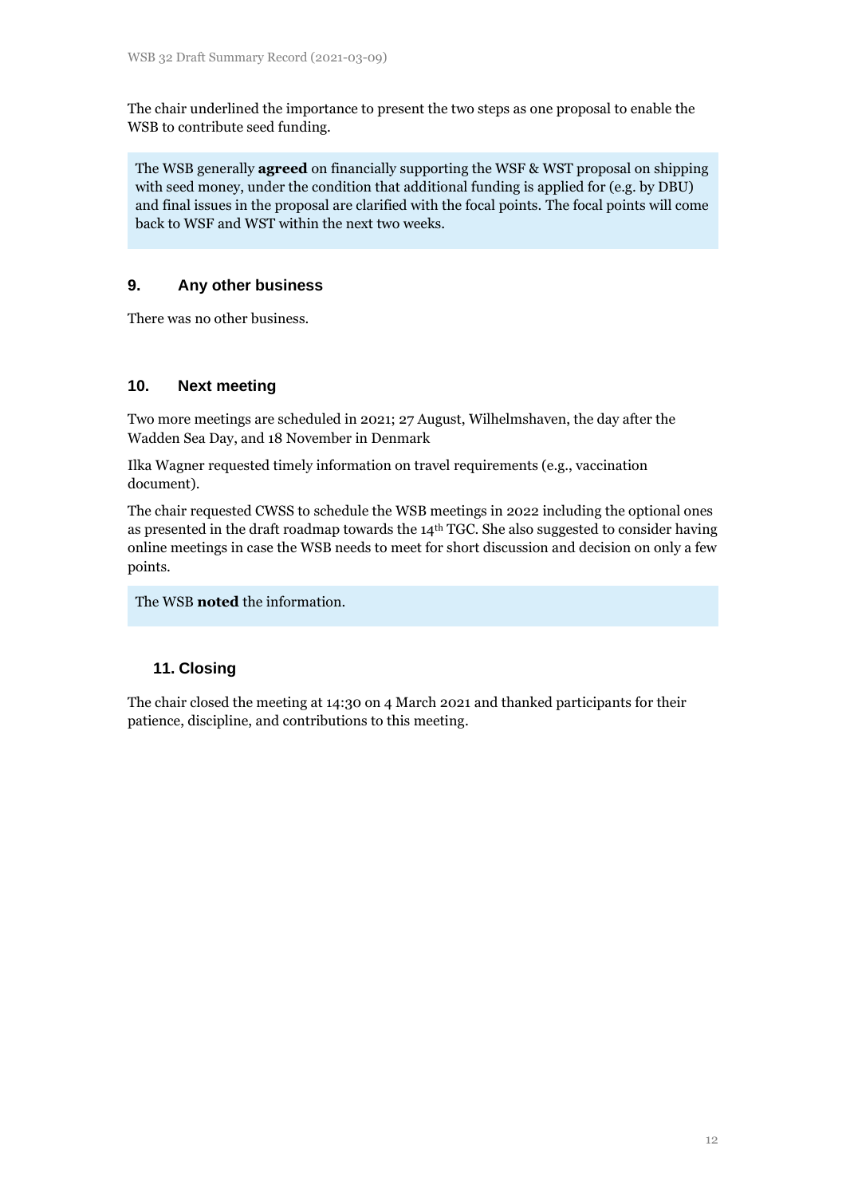The chair underlined the importance to present the two steps as one proposal to enable the WSB to contribute seed funding.

The WSB generally **agreed** on financially supporting the WSF & WST proposal on shipping with seed money, under the condition that additional funding is applied for (e.g. by DBU) and final issues in the proposal are clarified with the focal points. The focal points will come back to WSF and WST within the next two weeks.

## 9. Any other business

There was no other business.

## 10. Next meeting

Two more meetings are scheduled in 2021; 27 August, Wilhelmshaven, the day after the Wadden Sea Day, and 18 November in Denmark

Ilka Wagner requested timely information on travel requirements (e.g., vaccination document).

The chair requested CWSS to schedule the WSB meetings in 2022 including the optional ones as presented in the draft roadmap towards the 14th TGC. She also suggested to consider having online meetings in case the WSB needs to meet for short discussion and decision on only a few points.

The WSB **noted** the information.

## 11. Closing

The chair closed the meeting at 14:30 on 4 March 2021 and thanked participants for their patience, discipline, and contributions to this meeting.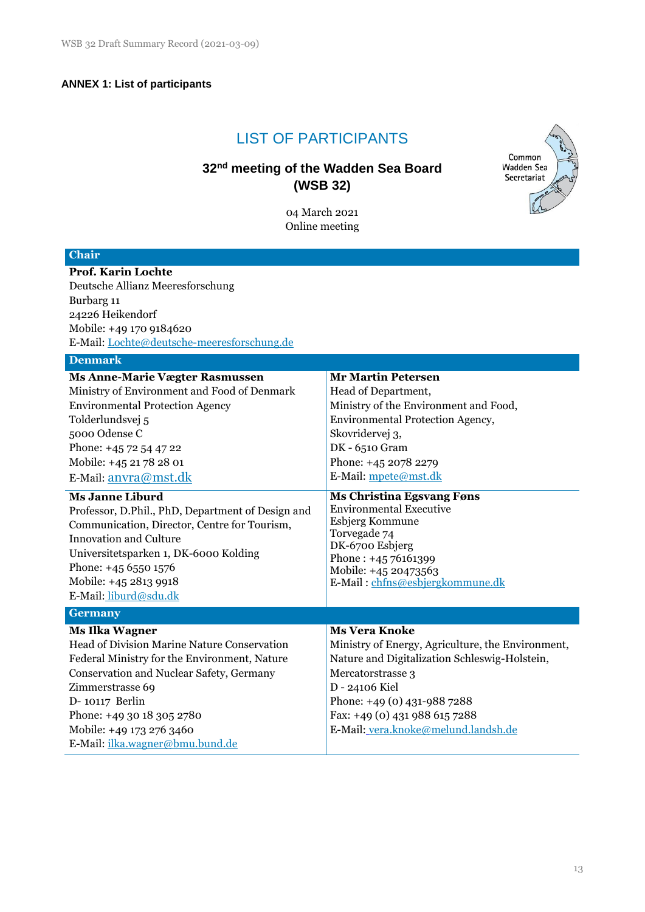**ANNEX 1: List of participants**

# LIST OF PARTICIPANTS

## 32nd meeting of the Wadden Sea Board (WSB 32)

04 March 2021
Online meeting

Common Wadden Sea Secretariat

| Chair | |
|---|---|
| **Prof. Karin Lochte**<br>Deutsche Allianz Meeresforschung<br>Burbarg 11<br>24226 Heikendorf<br>Mobile: +49 170 9184620<br>E-Mail: Lochte@deutsche-meeresforschung.de | |
| **Denmark** | |
| **Ms Anne-Marie Vægter Rasmussen**<br>Ministry of Environment and Food of Denmark<br>Environmental Protection Agency<br>Tolderlundsvej 5<br>5000 Odense C<br>Phone: +45 72 54 47 22<br>Mobile: +45 21 78 28 01<br>E-Mail: anvra@mst.dk | **Mr Martin Petersen**<br>Head of Department,<br>Ministry of the Environment and Food,<br>Environmental Protection Agency,<br>Skovridervej 3,<br>DK - 6510 Gram<br>Phone: +45 2078 2279<br>E-Mail: mpete@mst.dk |
| **Ms Janne Liburd**<br>Professor, D.Phil., PhD, Department of Design and Communication, Director, Centre for Tourism, Innovation and Culture<br>Universitetsparken 1, DK-6000 Kolding<br>Phone: +45 6550 1576<br>Mobile: +45 2813 9918<br>E-Mail: liburd@sdu.dk | **Ms Christina Egsvang Føns**<br>Environmental Executive<br>Esbjerg Kommune<br>Torvegade 74<br>DK-6700 Esbjerg<br>Phone : +45 76161399<br>Mobile: +45 20473563<br>E-Mail : chfns@esbjergkommune.dk |
| **Germany** | |
| **Ms Ilka Wagner**<br>Head of Division Marine Nature Conservation<br>Federal Ministry for the Environment, Nature Conservation and Nuclear Safety, Germany<br>Zimmerstrasse 69<br>D- 10117 Berlin<br>Phone: +49 30 18 305 2780<br>Mobile: +49 173 276 3460<br>E-Mail: ilka.wagner@bmu.bund.de | **Ms Vera Knoke**<br>Ministry of Energy, Agriculture, the Environment, Nature and Digitalization Schleswig-Holstein,<br>Mercatorstrasse 3<br>D - 24106 Kiel<br>Phone: +49 (0) 431-988 7288<br>Fax: +49 (0) 431 988 615 7288<br>E-Mail: vera.knoke@melund.landsh.de |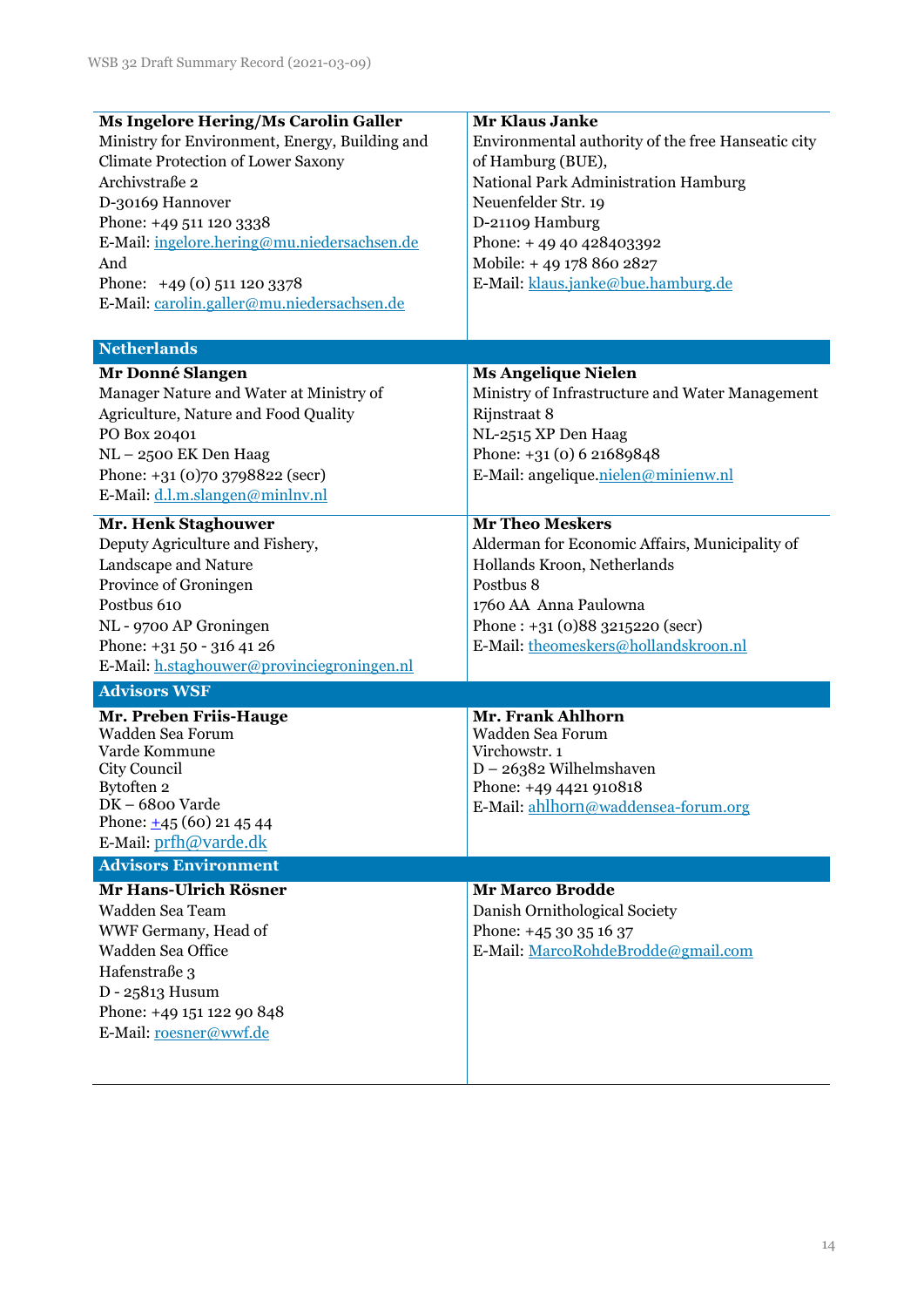| | |
|---|---|
| **Ms Ingelore Hering/Ms Carolin Galler**<br>Ministry for Environment, Energy, Building and Climate Protection of Lower Saxony<br>Archivstraße 2<br>D-30169 Hannover<br>Phone: +49 511 120 3338<br>E-Mail: ingelore.hering@mu.niedersachsen.de<br>And<br>Phone: +49 (0) 511 120 3378<br>E-Mail: carolin.galler@mu.niedersachsen.de | **Mr Klaus Janke**<br>Environmental authority of the free Hanseatic city of Hamburg (BUE),<br>National Park Administration Hamburg<br>Neuenfelder Str. 19<br>D-21109 Hamburg<br>Phone: + 49 40 428403392<br>Mobile: + 49 178 860 2827<br>E-Mail: klaus.janke@bue.hamburg.de |
| **Netherlands** | |
| **Mr Donné Slangen**<br>Manager Nature and Water at Ministry of Agriculture, Nature and Food Quality<br>PO Box 20401<br>NL – 2500 EK Den Haag<br>Phone: +31 (0)70 3798822 (secr)<br>E-Mail: d.l.m.slangen@minlnv.nl | **Ms Angelique Nielen**<br>Ministry of Infrastructure and Water Management<br>Rijnstraat 8<br>NL-2515 XP Den Haag<br>Phone: +31 (0) 6 21689848<br>E-Mail: angelique.nielen@minienw.nl |
| **Mr. Henk Staghouwer**<br>Deputy Agriculture and Fishery, Landscape and Nature<br>Province of Groningen<br>Postbus 610<br>NL - 9700 AP Groningen<br>Phone: +31 50 - 316 41 26<br>E-Mail: h.staghouwer@provinciegroningen.nl | **Mr Theo Meskers**<br>Alderman for Economic Affairs, Municipality of Hollands Kroon, Netherlands<br>Postbus 8<br>1760 AA Anna Paulowna<br>Phone : +31 (0)88 3215220 (secr)<br>E-Mail: theomeskers@hollandskroon.nl |
| **Advisors WSF** | |
| **Mr. Preben Friis-Hauge**<br>Wadden Sea Forum<br>Varde Kommune<br>City Council<br>Bytoften 2<br>DK – 6800 Varde<br>Phone: +45 (60) 21 45 44<br>E-Mail: prfh@varde.dk | **Mr. Frank Ahlhorn**<br>Wadden Sea Forum<br>Virchowstr. 1<br>D – 26382 Wilhelmshaven<br>Phone: +49 4421 910818<br>E-Mail: ahlhorn@waddensea-forum.org |
| **Advisors Environment** | |
| **Mr Hans-Ulrich Rösner**<br>Wadden Sea Team<br>WWF Germany, Head of Wadden Sea Office<br>Hafenstraße 3<br>D - 25813 Husum<br>Phone: +49 151 122 90 848<br>E-Mail: roesner@wwf.de | **Mr Marco Brodde**<br>Danish Ornithological Society<br>Phone: +45 30 35 16 37<br>E-Mail: MarcoRohdeBrodde@gmail.com |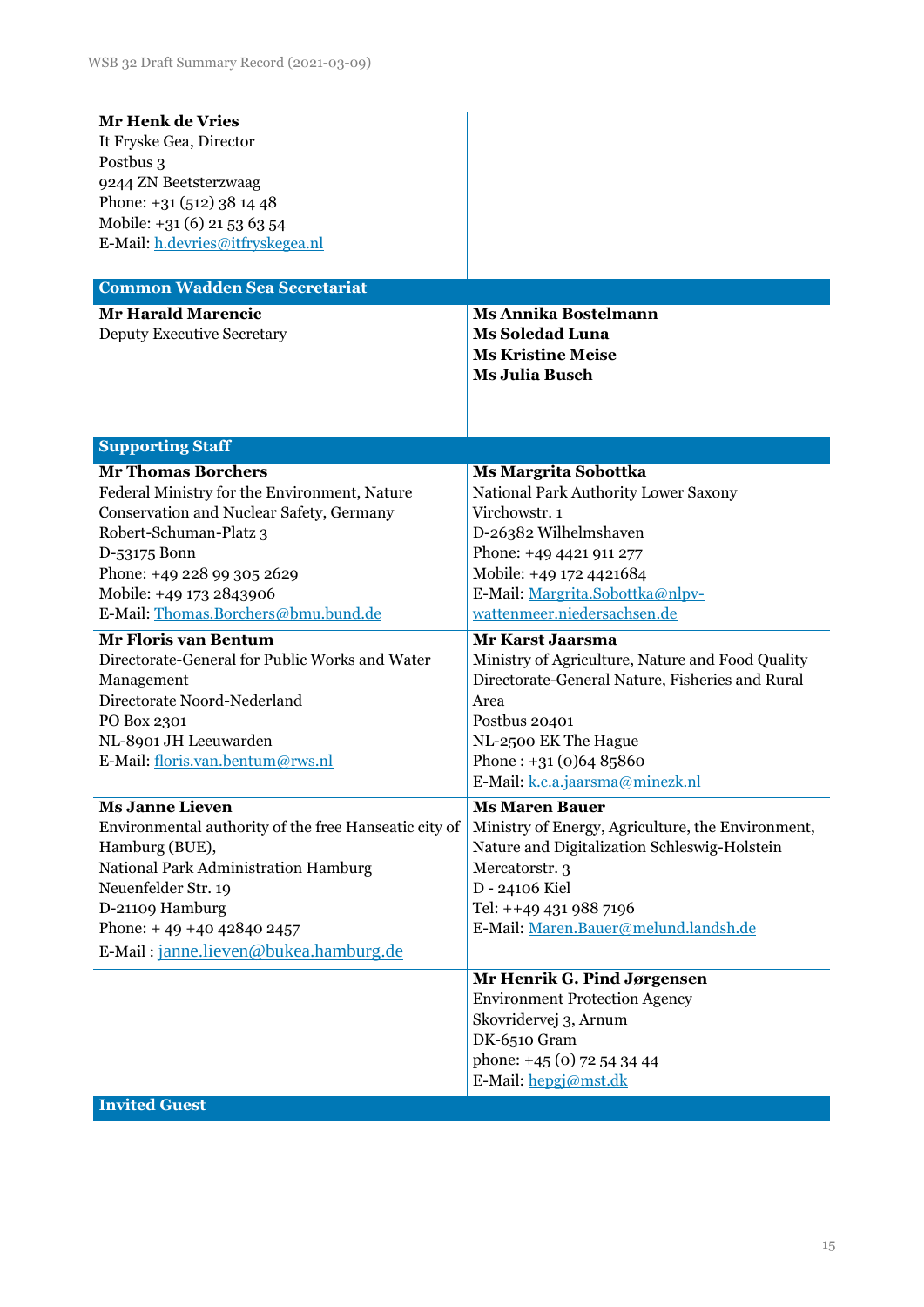| | |
|---|---|
| **Mr Henk de Vries**<br>It Fryske Gea, Director<br>Postbus 3<br>9244 ZN Beetsterzwaag<br>Phone: +31 (512) 38 14 48<br>Mobile: +31 (6) 21 53 63 54<br>E-Mail: h.devries@itfryskegea.nl | |
| **Common Wadden Sea Secretariat** | |
| **Mr Harald Marencic**<br>Deputy Executive Secretary | **Ms Annika Bostelmann**<br>**Ms Soledad Luna**<br>**Ms Kristine Meise**<br>**Ms Julia Busch** |
| **Supporting Staff** | |
| **Mr Thomas Borchers**<br>Federal Ministry for the Environment, Nature Conservation and Nuclear Safety, Germany<br>Robert-Schuman-Platz 3<br>D-53175 Bonn<br>Phone: +49 228 99 305 2629<br>Mobile: +49 173 2843906<br>E-Mail: Thomas.Borchers@bmu.bund.de | **Ms Margrita Sobottka**<br>National Park Authority Lower Saxony<br>Virchowstr. 1<br>D-26382 Wilhelmshaven<br>Phone: +49 4421 911 277<br>Mobile: +49 172 4421684<br>E-Mail: Margrita.Sobottka@nlpv-wattenmeer.niedersachsen.de |
| **Mr Floris van Bentum**<br>Directorate-General for Public Works and Water Management<br>Directorate Noord-Nederland<br>PO Box 2301<br>NL-8901 JH Leeuwarden<br>E-Mail: floris.van.bentum@rws.nl | **Mr Karst Jaarsma**<br>Ministry of Agriculture, Nature and Food Quality<br>Directorate-General Nature, Fisheries and Rural Area<br>Postbus 20401<br>NL-2500 EK The Hague<br>Phone : +31 (0)64 85860<br>E-Mail: k.c.a.jaarsma@minezk.nl |
| **Ms Janne Lieven**<br>Environmental authority of the free Hanseatic city of Hamburg (BUE),<br>National Park Administration Hamburg<br>Neuenfelder Str. 19<br>D-21109 Hamburg<br>Phone: + 49 +40 42840 2457<br>E-Mail : janne.lieven@bukea.hamburg.de | **Ms Maren Bauer**<br>Ministry of Energy, Agriculture, the Environment, Nature and Digitalization Schleswig-Holstein<br>Mercatorstr. 3<br>D - 24106 Kiel<br>Tel: ++49 431 988 7196<br>E-Mail: Maren.Bauer@melund.landsh.de |
| | **Mr Henrik G. Pind Jørgensen**<br>Environment Protection Agency<br>Skovridervej 3, Arnum<br>DK-6510 Gram<br>phone: +45 (0) 72 54 34 44<br>E-Mail: hepgj@mst.dk |
| **Invited Guest** | |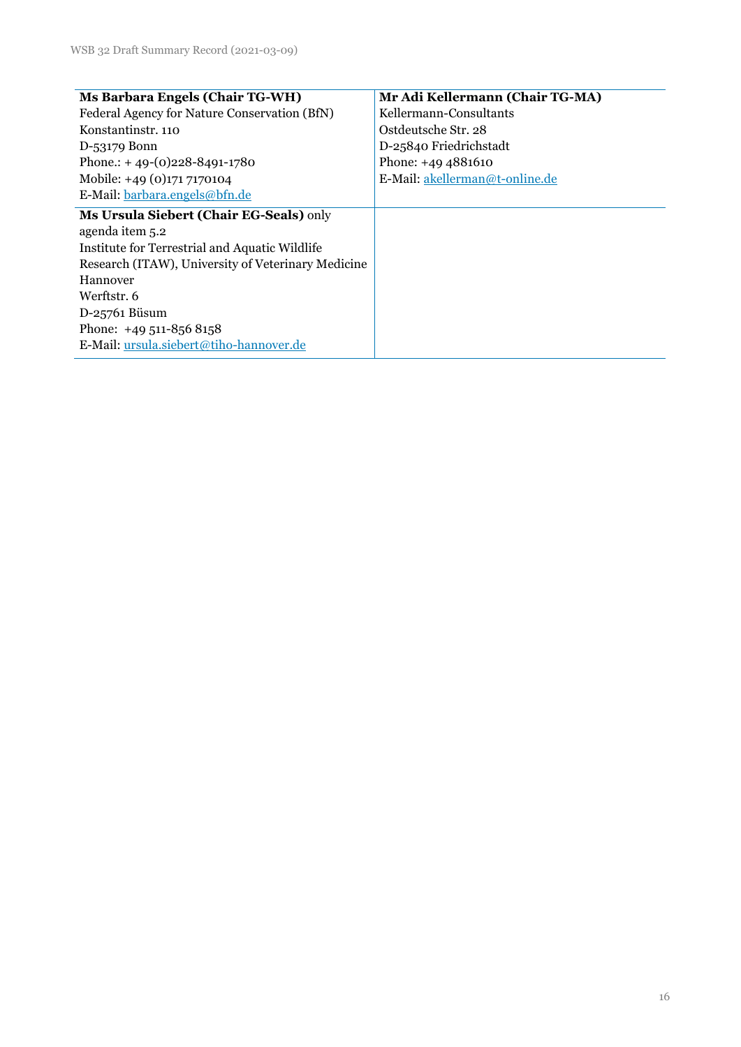| **Ms Barbara Engels (Chair TG-WH)**<br>Federal Agency for Nature Conservation (BfN)<br>Konstantinstr. 110<br>D-53179 Bonn<br>Phone.: + 49-(0)228-8491-1780<br>Mobile: +49 (0)171 7170104<br>E-Mail: barbara.engels@bfn.de | **Mr Adi Kellermann (Chair TG-MA)**<br>Kellermann-Consultants<br>Ostdeutsche Str. 28<br>D-25840 Friedrichstadt<br>Phone: +49 4881610<br>E-Mail: akellerman@t-online.de |
|---|---|
| **Ms Ursula Siebert (Chair EG-Seals)** only agenda item 5.2<br>Institute for Terrestrial and Aquatic Wildlife Research (ITAW), University of Veterinary Medicine Hannover<br>Werftstr. 6<br>D-25761 Büsum<br>Phone: +49 511-856 8158<br>E-Mail: ursula.siebert@tiho-hannover.de | |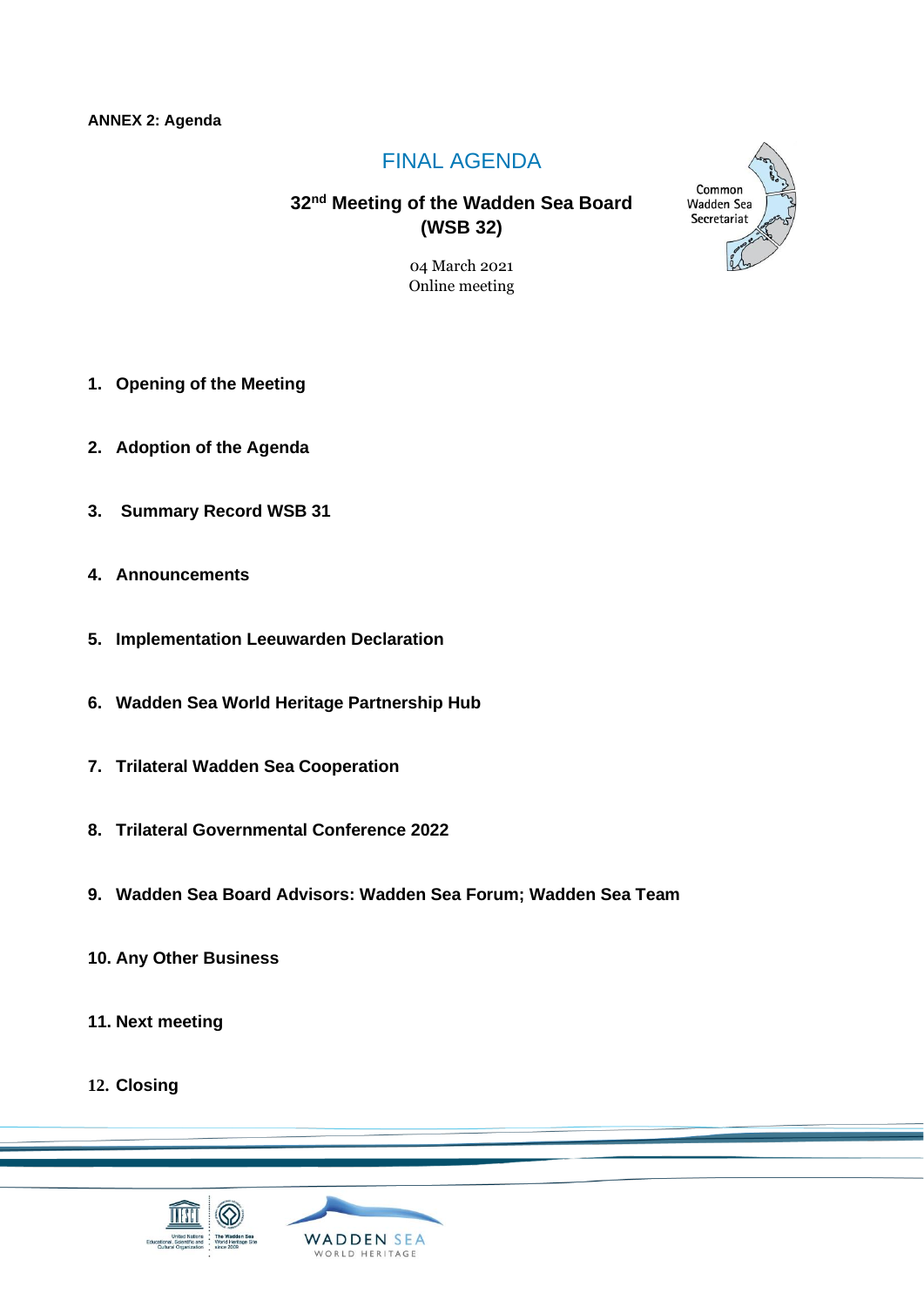**ANNEX 2: Agenda**

# FINAL AGENDA

## 32nd Meeting of the Wadden Sea Board (WSB 32)

04 March 2021
Online meeting

1. **Opening of the Meeting**
2. **Adoption of the Agenda**
3. **Summary Record WSB 31**
4. **Announcements**
5. **Implementation Leeuwarden Declaration**
6. **Wadden Sea World Heritage Partnership Hub**
7. **Trilateral Wadden Sea Cooperation**
8. **Trilateral Governmental Conference 2022**
9. **Wadden Sea Board Advisors: Wadden Sea Forum; Wadden Sea Team**
10. **Any Other Business**
11. **Next meeting**
12. **Closing**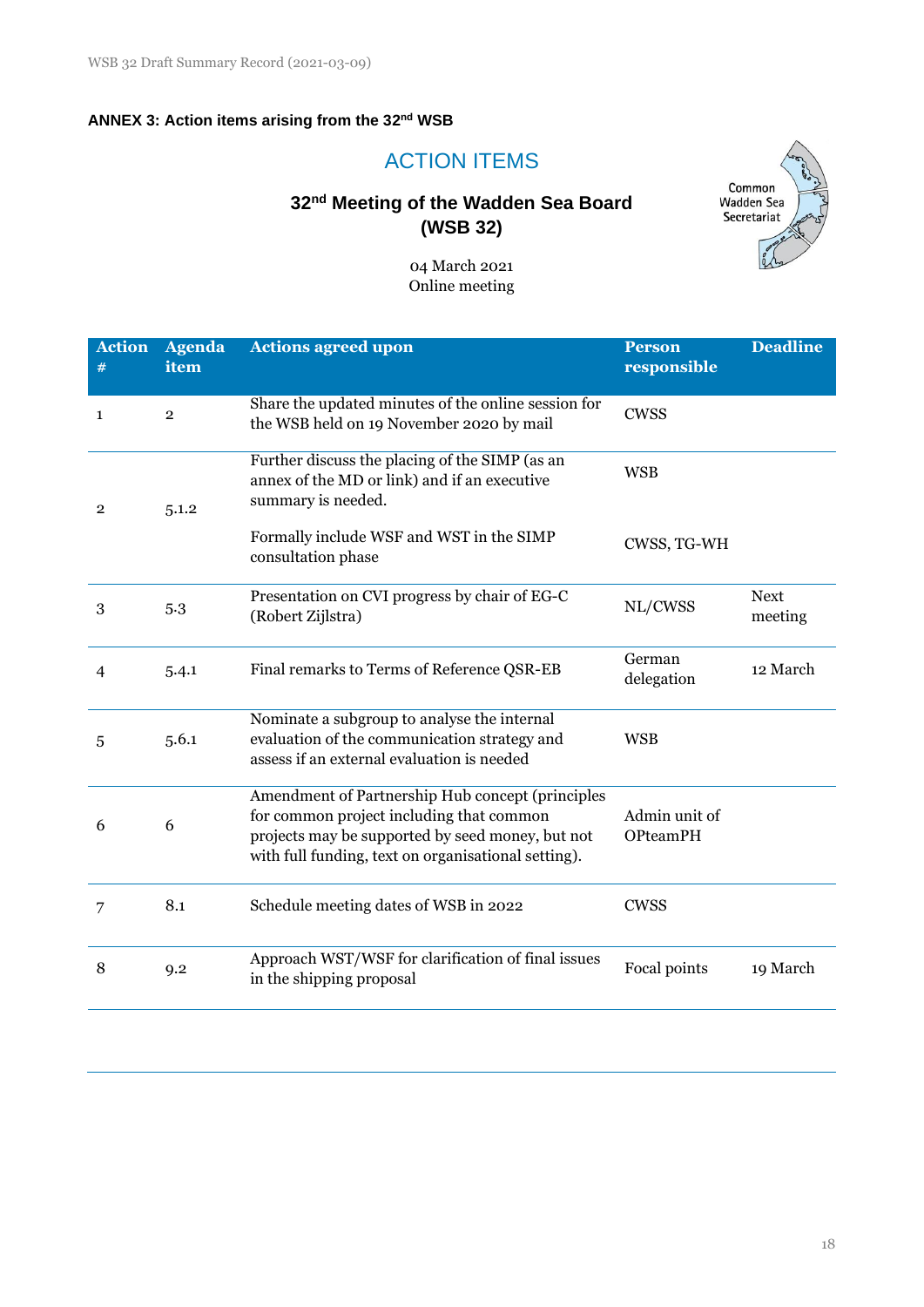**ANNEX 3: Action items arising from the 32nd WSB**

## ACTION ITEMS

### 32nd Meeting of the Wadden Sea Board (WSB 32)

04 March 2021
Online meeting

Common Wadden Sea Secretariat

| Action # | Agenda item | Actions agreed upon | Person responsible | Deadline |
|---|---|---|---|---|
| 1 | 2 | Share the updated minutes of the online session for the WSB held on 19 November 2020 by mail | CWSS | |
| 2 | 5.1.2 | Further discuss the placing of the SIMP (as an annex of the MD or link) and if an executive summary is needed. | WSB | |
| | | Formally include WSF and WST in the SIMP consultation phase | CWSS, TG-WH | |
| 3 | 5.3 | Presentation on CVI progress by chair of EG-C (Robert Zijlstra) | NL/CWSS | Next meeting |
| 4 | 5.4.1 | Final remarks to Terms of Reference QSR-EB | German delegation | 12 March |
| 5 | 5.6.1 | Nominate a subgroup to analyse the internal evaluation of the communication strategy and assess if an external evaluation is needed | WSB | |
| 6 | 6 | Amendment of Partnership Hub concept (principles for common project including that common projects may be supported by seed money, but not with full funding, text on organisational setting). | Admin unit of OPteamPH | |
| 7 | 8.1 | Schedule meeting dates of WSB in 2022 | CWSS | |
| 8 | 9.2 | Approach WST/WSF for clarification of final issues in the shipping proposal | Focal points | 19 March |